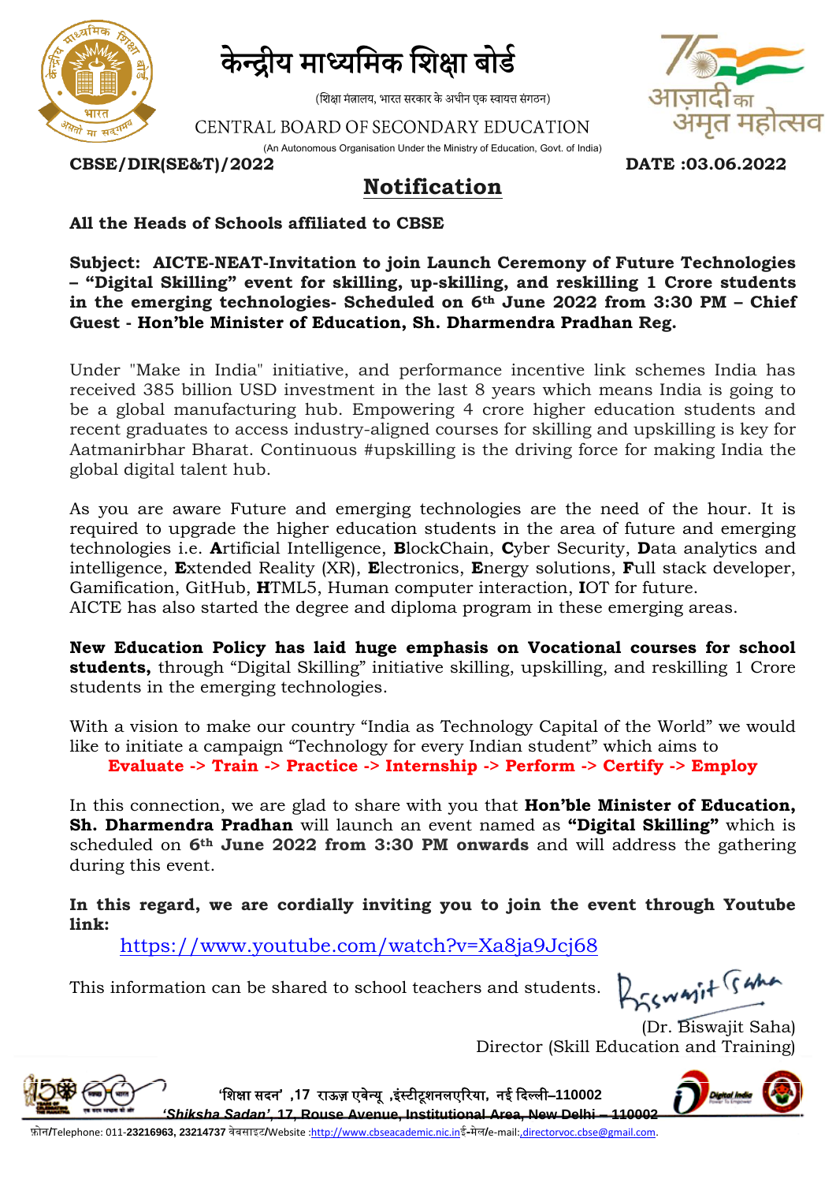# केन्द्रीय माध्यमिक शिक्षा बोर्ड

(शिक्षा मंत्रालय, भारत सरकार के अधीन एक स्वायत्त संगठन)

CENTRAL BOARD OF SECONDARY EDUCATION

(An Autonomous Organisation Under the Ministry of Education, Govt. of India)

**CBSE/DIR(SE&T)/2022** **DATE :03.06.2022**

## Notification

**All the Heads of Schools affiliated to CBSE**

**Subject: AICTE-NEAT-Invitation to join Launch Ceremony of Future Technologies – "Digital Skilling" event for skilling, up-skilling, and reskilling 1 Crore students in the emerging technologies- Scheduled on 6th June 2022 from 3:30 PM – Chief Guest - Hon'ble Minister of Education, Sh. Dharmendra Pradhan Reg.**

Under "Make in India" initiative, and performance incentive link schemes India has received 385 billion USD investment in the last 8 years which means India is going to be a global manufacturing hub. Empowering 4 crore higher education students and recent graduates to access industry-aligned courses for skilling and upskilling is key for Aatmanirbhar Bharat. Continuous #upskilling is the driving force for making India the global digital talent hub.

As you are aware Future and emerging technologies are the need of the hour. It is required to upgrade the higher education students in the area of future and emerging technologies i.e. **A**rtificial Intelligence, **B**lockChain, **C**yber Security, **D**ata analytics and intelligence, **E**xtended Reality (XR), **E**lectronics, **E**nergy solutions, **F**ull stack developer, Gamification, GitHub, **H**TML5, Human computer interaction, **I**OT for future.
AICTE has also started the degree and diploma program in these emerging areas.

**New Education Policy has laid huge emphasis on Vocational courses for school students,** through "Digital Skilling" initiative skilling, upskilling, and reskilling 1 Crore students in the emerging technologies.

With a vision to make our country "India as Technology Capital of the World" we would like to initiate a campaign "Technology for every Indian student" which aims to

**Evaluate -> Train -> Practice -> Internship -> Perform -> Certify -> Employ**

In this connection, we are glad to share with you that **Hon'ble Minister of Education, Sh. Dharmendra Pradhan** will launch an event named as **"Digital Skilling"** which is scheduled on **6th June 2022 from 3:30 PM onwards** and will address the gathering during this event.

**In this regard, we are cordially inviting you to join the event through Youtube link:**

https://www.youtube.com/watch?v=Xa8ja9Jcj68

This information can be shared to school teachers and students.

(Dr. Biswajit Saha)
Director (Skill Education and Training)

'शिक्षा सदन' ,17 राऊज़ एवेन्यू ,इंस्टीटूशनलएरिया, नई दिल्ली–110002
*'Shiksha Sadan', 17, Rouse Avenue, Institutional Area, New Delhi – 110002*
फ़ोन/Telephone: 011-**23216963, 23214737** वेबसाइट/Website :http://www.cbseacademic.nic.in ई-मेल/e-mail: directorvoc.cbse@gmail.com.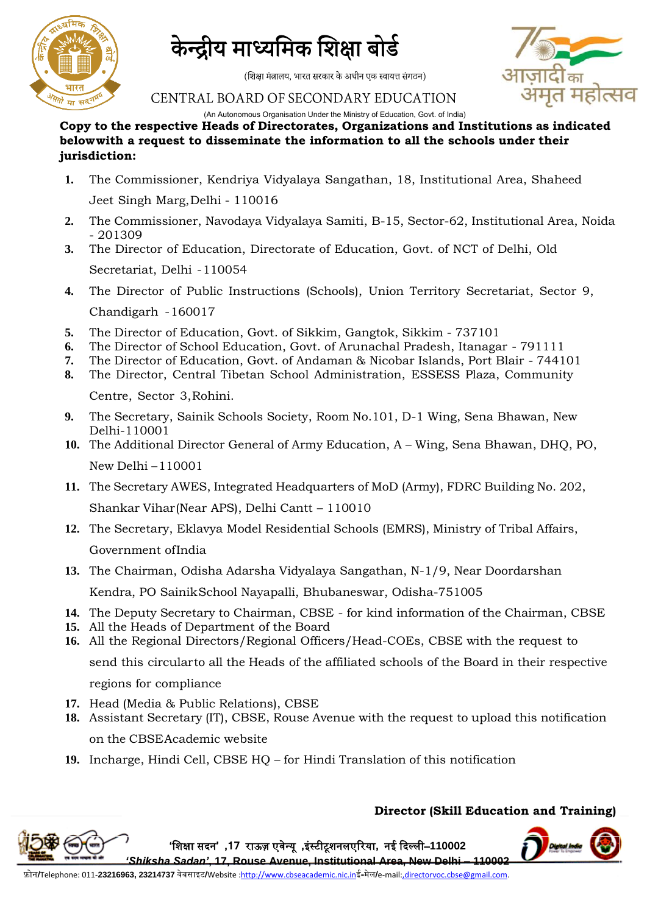**Copy to the respective Heads of Directorates, Organizations and Institutions as indicated belowwith a request to disseminate the information to all the schools under their jurisdiction:**

1. The Commissioner, Kendriya Vidyalaya Sangathan, 18, Institutional Area, Shaheed Jeet Singh Marg,Delhi - 110016
2. The Commissioner, Navodaya Vidyalaya Samiti, B-15, Sector-62, Institutional Area, Noida - 201309
3. The Director of Education, Directorate of Education, Govt. of NCT of Delhi, Old Secretariat, Delhi -110054
4. The Director of Public Instructions (Schools), Union Territory Secretariat, Sector 9, Chandigarh -160017
5. The Director of Education, Govt. of Sikkim, Gangtok, Sikkim - 737101
6. The Director of School Education, Govt. of Arunachal Pradesh, Itanagar - 791111
7. The Director of Education, Govt. of Andaman & Nicobar Islands, Port Blair - 744101
8. The Director, Central Tibetan School Administration, ESSESS Plaza, Community Centre, Sector 3,Rohini.
9. The Secretary, Sainik Schools Society, Room No.101, D-1 Wing, Sena Bhawan, New Delhi-110001
10. The Additional Director General of Army Education, A – Wing, Sena Bhawan, DHQ, PO, New Delhi –110001
11. The Secretary AWES, Integrated Headquarters of MoD (Army), FDRC Building No. 202, Shankar Vihar(Near APS), Delhi Cantt – 110010
12. The Secretary, Eklavya Model Residential Schools (EMRS), Ministry of Tribal Affairs, Government ofIndia
13. The Chairman, Odisha Adarsha Vidyalaya Sangathan, N-1/9, Near Doordarshan Kendra, PO SainikSchool Nayapalli, Bhubaneswar, Odisha-751005
14. The Deputy Secretary to Chairman, CBSE - for kind information of the Chairman, CBSE
15. All the Heads of Department of the Board
16. All the Regional Directors/Regional Officers/Head-COEs, CBSE with the request to send this circularto all the Heads of the affiliated schools of the Board in their respective regions for compliance
17. Head (Media & Public Relations), CBSE
18. Assistant Secretary (IT), CBSE, Rouse Avenue with the request to upload this notification on the CBSEAcademic website
19. Incharge, Hindi Cell, CBSE HQ – for Hindi Translation of this notification

**Director (Skill Education and Training)**